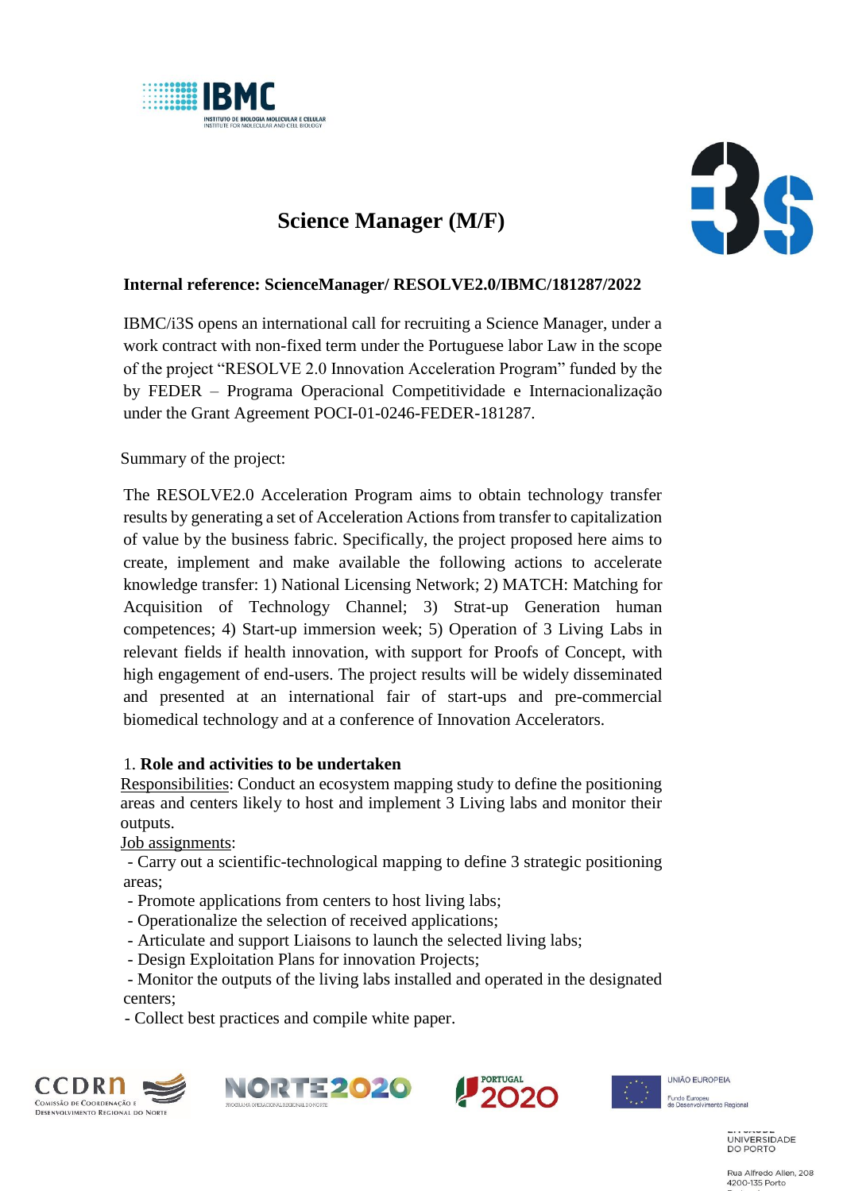# Science Manager (M/F)

**Internal reference: ScienceManager/ RESOLVE2.0/IBMC/181287/2022**

IBMC/i3S opens an international call for recruiting a Science Manager, under a work contract with non-fixed term under the Portuguese labor Law in the scope of the project "RESOLVE 2.0 Innovation Acceleration Program" funded by the by FEDER – Programa Operacional Competitividade e Internacionalização under the Grant Agreement POCI-01-0246-FEDER-181287.

Summary of the project:

The RESOLVE2.0 Acceleration Program aims to obtain technology transfer results by generating a set of Acceleration Actions from transfer to capitalization of value by the business fabric. Specifically, the project proposed here aims to create, implement and make available the following actions to accelerate knowledge transfer: 1) National Licensing Network; 2) MATCH: Matching for Acquisition of Technology Channel; 3) Strat-up Generation human competences; 4) Start-up immersion week; 5) Operation of 3 Living Labs in relevant fields if health innovation, with support for Proofs of Concept, with high engagement of end-users. The project results will be widely disseminated and presented at an international fair of start-ups and pre-commercial biomedical technology and at a conference of Innovation Accelerators.

1. **Role and activities to be undertaken**

Responsibilities: Conduct an ecosystem mapping study to define the positioning areas and centers likely to host and implement 3 Living labs and monitor their outputs.

Job assignments:

- Carry out a scientific-technological mapping to define 3 strategic positioning areas;
- Promote applications from centers to host living labs;
- Operationalize the selection of received applications;
- Articulate and support Liaisons to launch the selected living labs;
- Design Exploitation Plans for innovation Projects;
- Monitor the outputs of the living labs installed and operated in the designated centers;
- Collect best practices and compile white paper.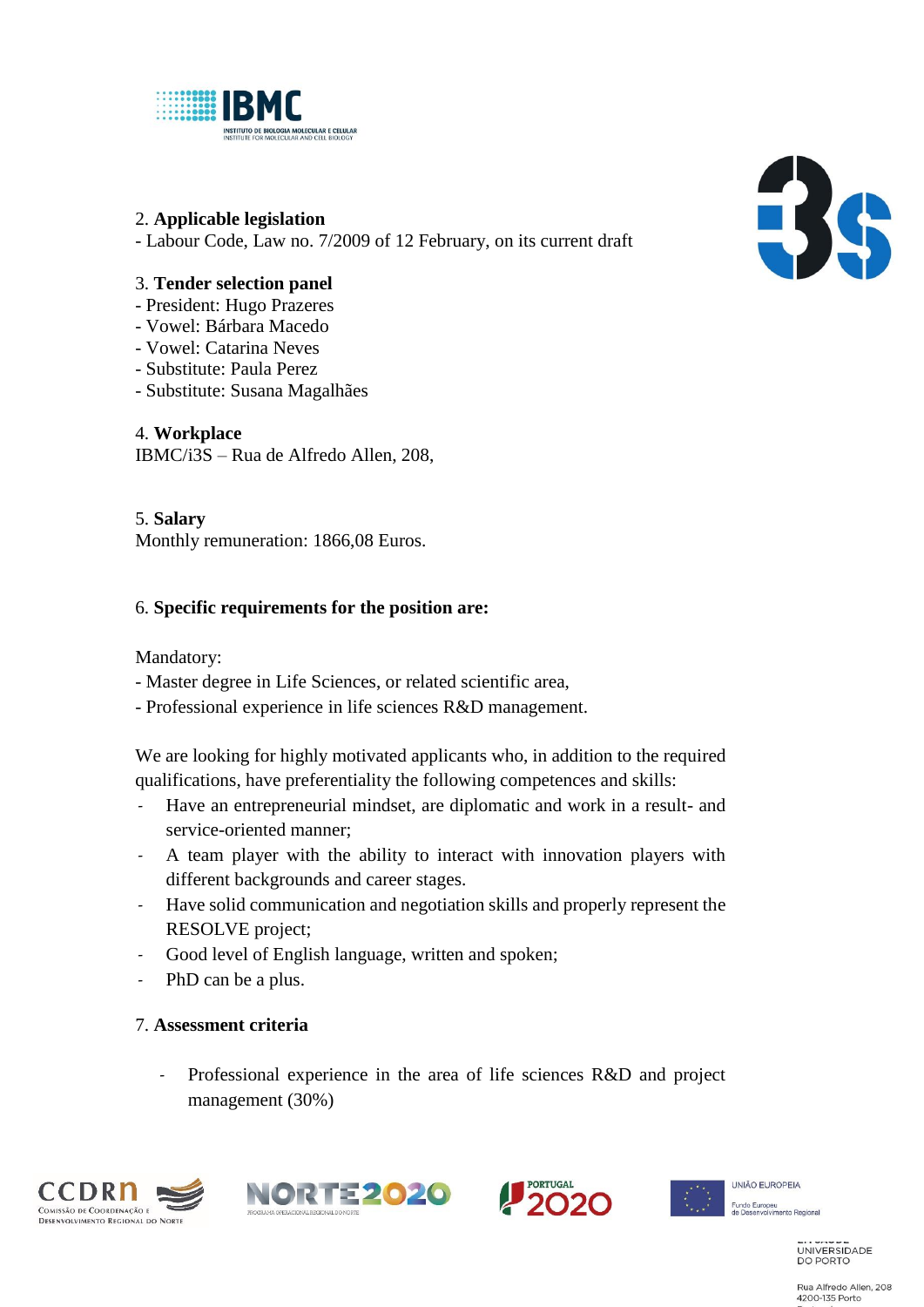2. **Applicable legislation**
- Labour Code, Law no. 7/2009 of 12 February, on its current draft

3. **Tender selection panel**
- President: Hugo Prazeres
- Vowel: Bárbara Macedo
- Vowel: Catarina Neves
- Substitute: Paula Perez
- Substitute: Susana Magalhães

4. **Workplace**
IBMC/i3S – Rua de Alfredo Allen, 208,

5. **Salary**
Monthly remuneration: 1866,08 Euros.

6. **Specific requirements for the position are:**

Mandatory:
- Master degree in Life Sciences, or related scientific area,
- Professional experience in life sciences R&D management.

We are looking for highly motivated applicants who, in addition to the required qualifications, have preferentiality the following competences and skills:
- Have an entrepreneurial mindset, are diplomatic and work in a result- and service-oriented manner;
- A team player with the ability to interact with innovation players with different backgrounds and career stages.
- Have solid communication and negotiation skills and properly represent the RESOLVE project;
- Good level of English language, written and spoken;
- PhD can be a plus.

7. **Assessment criteria**

- Professional experience in the area of life sciences R&D and project management (30%)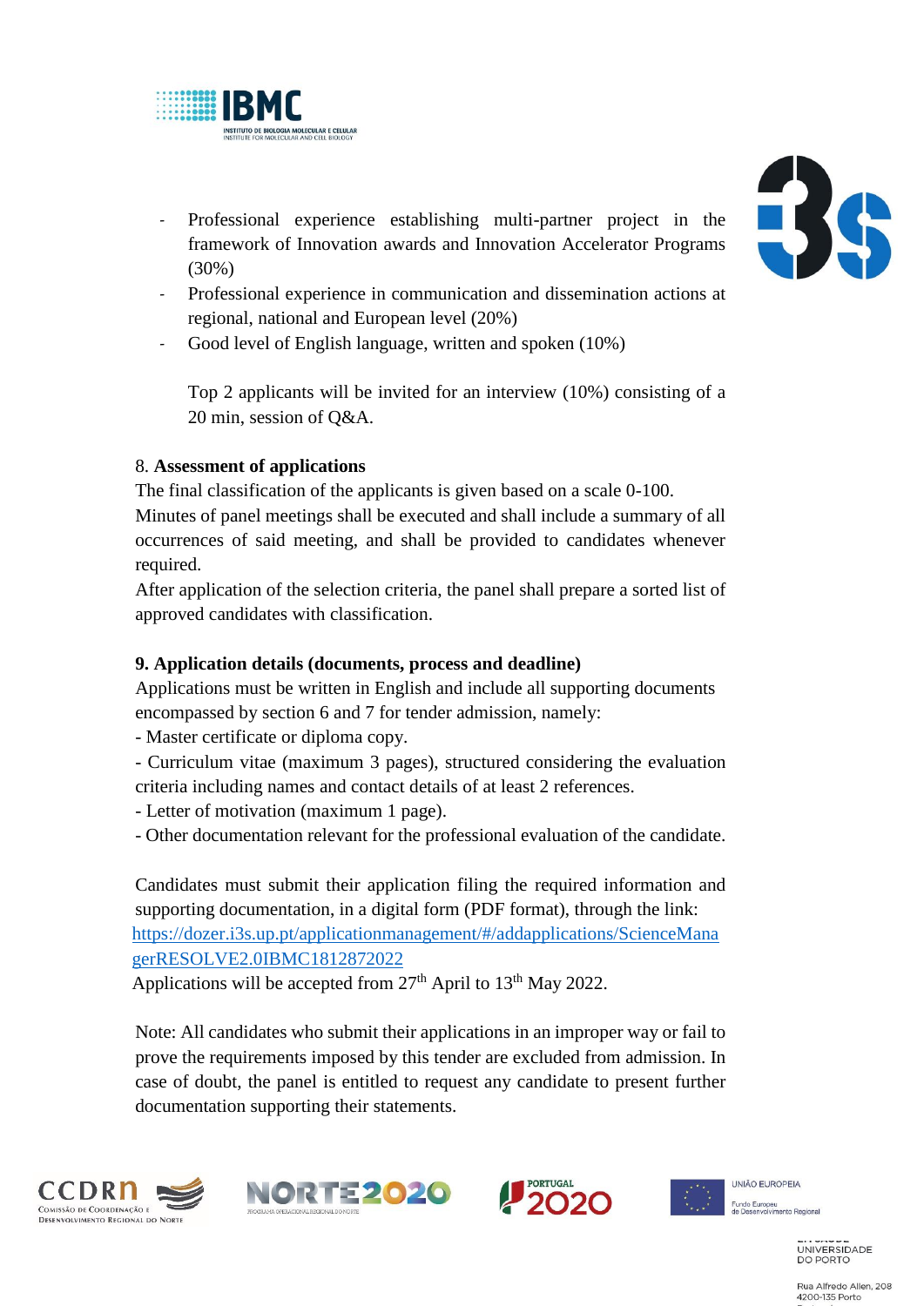- Professional experience establishing multi-partner project in the framework of Innovation awards and Innovation Accelerator Programs (30%)
- Professional experience in communication and dissemination actions at regional, national and European level (20%)
- Good level of English language, written and spoken (10%)

  Top 2 applicants will be invited for an interview (10%) consisting of a 20 min, session of Q&A.

8. **Assessment of applications**

The final classification of the applicants is given based on a scale 0-100.
Minutes of panel meetings shall be executed and shall include a summary of all occurrences of said meeting, and shall be provided to candidates whenever required.
After application of the selection criteria, the panel shall prepare a sorted list of approved candidates with classification.

**9. Application details (documents, process and deadline)**

Applications must be written in English and include all supporting documents encompassed by section 6 and 7 for tender admission, namely:
- Master certificate or diploma copy.
- Curriculum vitae (maximum 3 pages), structured considering the evaluation criteria including names and contact details of at least 2 references.
- Letter of motivation (maximum 1 page).
- Other documentation relevant for the professional evaluation of the candidate.

Candidates must submit their application filing the required information and supporting documentation, in a digital form (PDF format), through the link: https://dozer.i3s.up.pt/applicationmanagement/#/addapplications/ScienceManagerRESOLVE2.0IBMC1812872022
Applications will be accepted from 27th April to 13th May 2022.

Note: All candidates who submit their applications in an improper way or fail to prove the requirements imposed by this tender are excluded from admission. In case of doubt, the panel is entitled to request any candidate to present further documentation supporting their statements.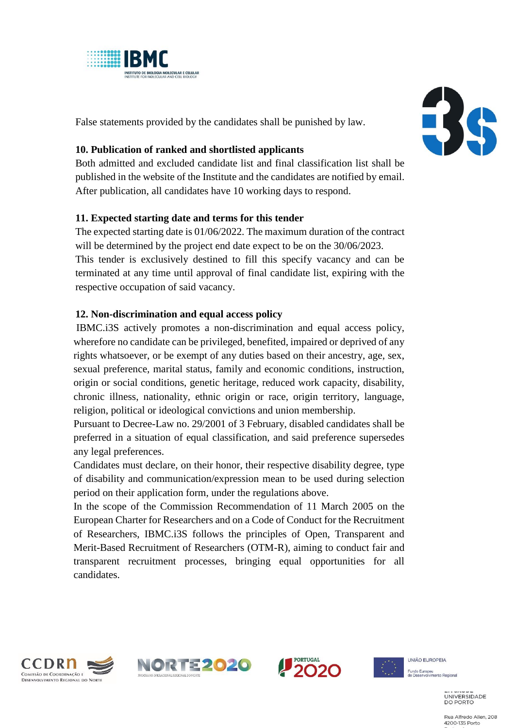False statements provided by the candidates shall be punished by law.

**10. Publication of ranked and shortlisted applicants**

Both admitted and excluded candidate list and final classification list shall be published in the website of the Institute and the candidates are notified by email. After publication, all candidates have 10 working days to respond.

**11. Expected starting date and terms for this tender**

The expected starting date is 01/06/2022. The maximum duration of the contract will be determined by the project end date expect to be on the 30/06/2023.
This tender is exclusively destined to fill this specify vacancy and can be terminated at any time until approval of final candidate list, expiring with the respective occupation of said vacancy.

**12. Non-discrimination and equal access policy**

IBMC.i3S actively promotes a non-discrimination and equal access policy, wherefore no candidate can be privileged, benefited, impaired or deprived of any rights whatsoever, or be exempt of any duties based on their ancestry, age, sex, sexual preference, marital status, family and economic conditions, instruction, origin or social conditions, genetic heritage, reduced work capacity, disability, chronic illness, nationality, ethnic origin or race, origin territory, language, religion, political or ideological convictions and union membership.
Pursuant to Decree-Law no. 29/2001 of 3 February, disabled candidates shall be preferred in a situation of equal classification, and said preference supersedes any legal preferences.
Candidates must declare, on their honor, their respective disability degree, type of disability and communication/expression mean to be used during selection period on their application form, under the regulations above.
In the scope of the Commission Recommendation of 11 March 2005 on the European Charter for Researchers and on a Code of Conduct for the Recruitment of Researchers, IBMC.i3S follows the principles of Open, Transparent and Merit-Based Recruitment of Researchers (OTM-R), aiming to conduct fair and transparent recruitment processes, bringing equal opportunities for all candidates.